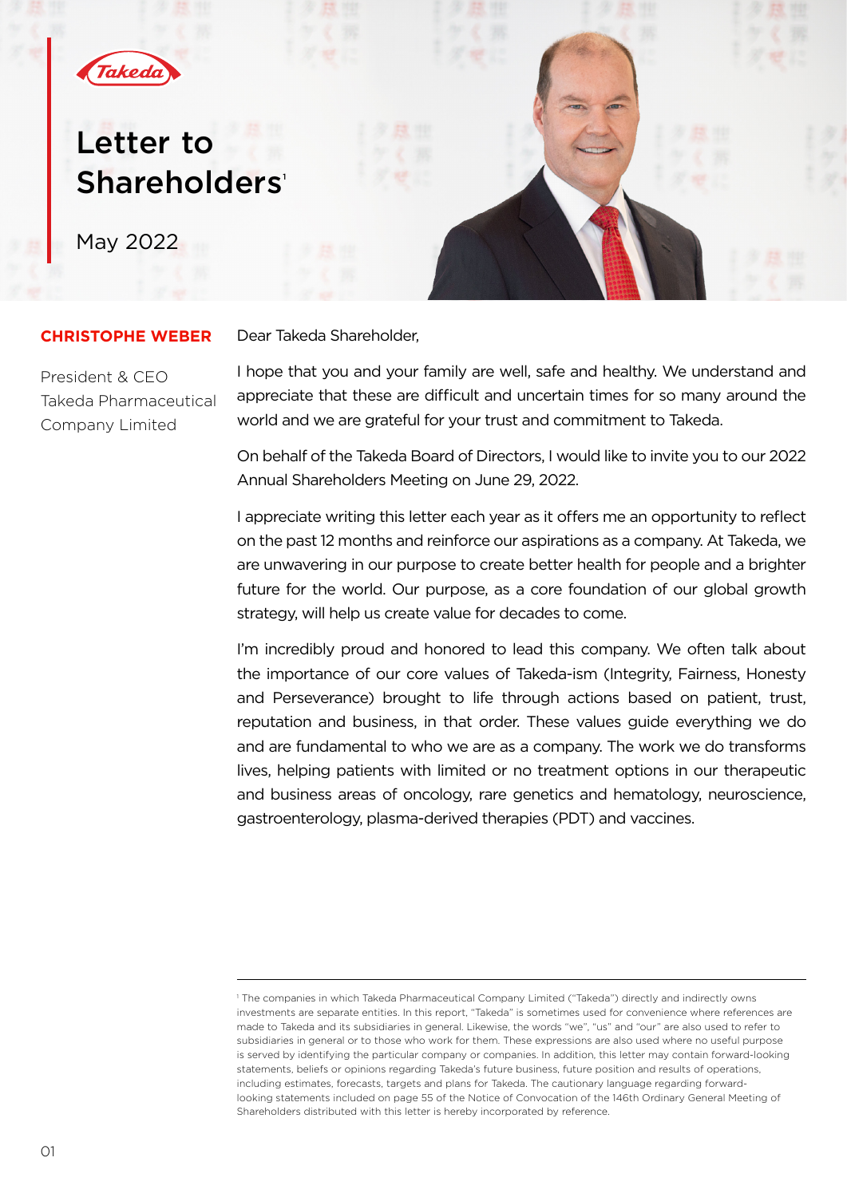# Letter to Shareholders[1]

May 2022

**CHRISTOPHE WEBER**

President & CEO
Takeda Pharmaceutical Company Limited

Dear Takeda Shareholder,

I hope that you and your family are well, safe and healthy. We understand and appreciate that these are difficult and uncertain times for so many around the world and we are grateful for your trust and commitment to Takeda.

On behalf of the Takeda Board of Directors, I would like to invite you to our 2022 Annual Shareholders Meeting on June 29, 2022.

I appreciate writing this letter each year as it offers me an opportunity to reflect on the past 12 months and reinforce our aspirations as a company. At Takeda, we are unwavering in our purpose to create better health for people and a brighter future for the world. Our purpose, as a core foundation of our global growth strategy, will help us create value for decades to come.

I'm incredibly proud and honored to lead this company. We often talk about the importance of our core values of Takeda-ism (Integrity, Fairness, Honesty and Perseverance) brought to life through actions based on patient, trust, reputation and business, in that order. These values guide everything we do and are fundamental to who we are as a company. The work we do transforms lives, helping patients with limited or no treatment options in our therapeutic and business areas of oncology, rare genetics and hematology, neuroscience, gastroenterology, plasma-derived therapies (PDT) and vaccines.

---

[1] The companies in which Takeda Pharmaceutical Company Limited ("Takeda") directly and indirectly owns investments are separate entities. In this report, "Takeda" is sometimes used for convenience where references are made to Takeda and its subsidiaries in general. Likewise, the words "we", "us" and "our" are also used to refer to subsidiaries in general or to those who work for them. These expressions are also used where no useful purpose is served by identifying the particular company or companies. In addition, this letter may contain forward-looking statements, beliefs or opinions regarding Takeda's future business, future position and results of operations, including estimates, forecasts, targets and plans for Takeda. The cautionary language regarding forward-looking statements included on page 55 of the Notice of Convocation of the 146th Ordinary General Meeting of Shareholders distributed with this letter is hereby incorporated by reference.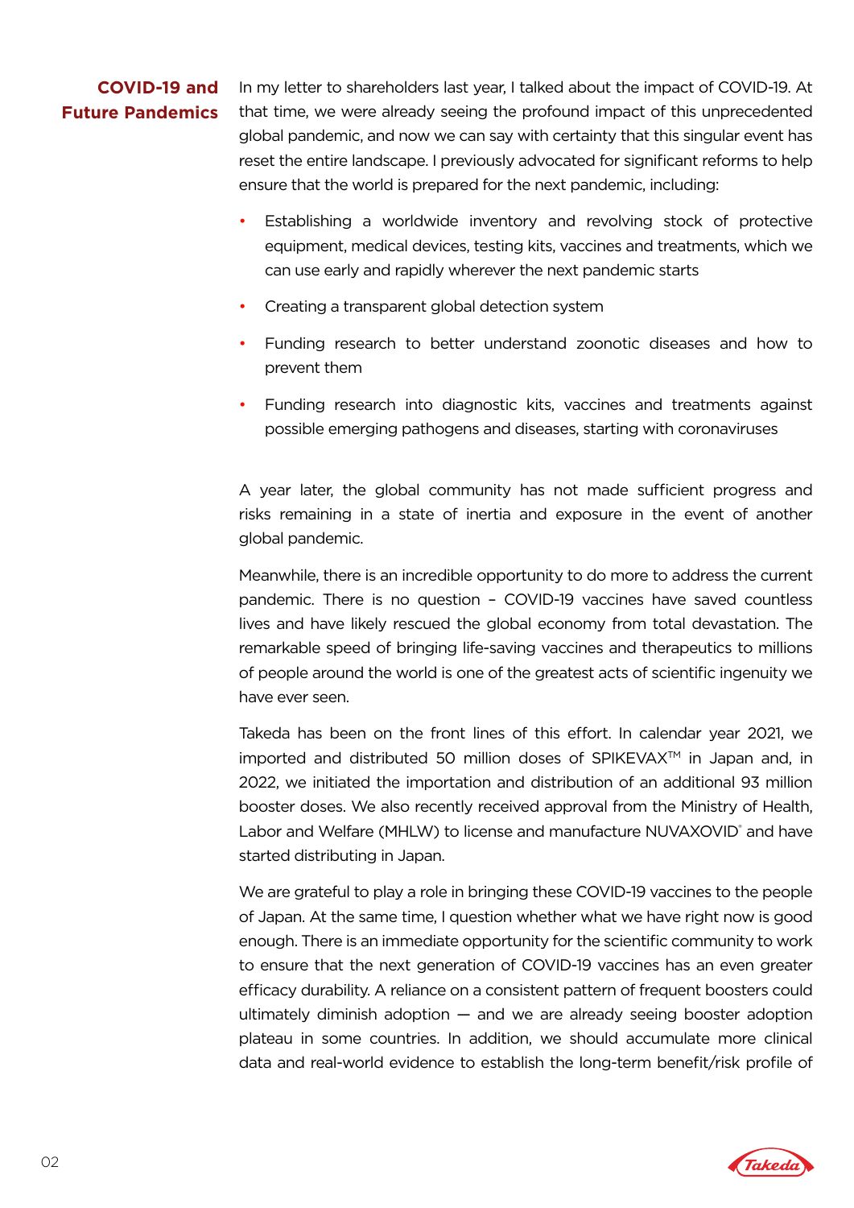## COVID-19 and Future Pandemics

In my letter to shareholders last year, I talked about the impact of COVID-19. At that time, we were already seeing the profound impact of this unprecedented global pandemic, and now we can say with certainty that this singular event has reset the entire landscape. I previously advocated for significant reforms to help ensure that the world is prepared for the next pandemic, including:

- Establishing a worldwide inventory and revolving stock of protective equipment, medical devices, testing kits, vaccines and treatments, which we can use early and rapidly wherever the next pandemic starts
- Creating a transparent global detection system
- Funding research to better understand zoonotic diseases and how to prevent them
- Funding research into diagnostic kits, vaccines and treatments against possible emerging pathogens and diseases, starting with coronaviruses

A year later, the global community has not made sufficient progress and risks remaining in a state of inertia and exposure in the event of another global pandemic.

Meanwhile, there is an incredible opportunity to do more to address the current pandemic. There is no question – COVID-19 vaccines have saved countless lives and have likely rescued the global economy from total devastation. The remarkable speed of bringing life-saving vaccines and therapeutics to millions of people around the world is one of the greatest acts of scientific ingenuity we have ever seen.

Takeda has been on the front lines of this effort. In calendar year 2021, we imported and distributed 50 million doses of SPIKEVAX™ in Japan and, in 2022, we initiated the importation and distribution of an additional 93 million booster doses. We also recently received approval from the Ministry of Health, Labor and Welfare (MHLW) to license and manufacture NUVAXOVID® and have started distributing in Japan.

We are grateful to play a role in bringing these COVID-19 vaccines to the people of Japan. At the same time, I question whether what we have right now is good enough. There is an immediate opportunity for the scientific community to work to ensure that the next generation of COVID-19 vaccines has an even greater efficacy durability. A reliance on a consistent pattern of frequent boosters could ultimately diminish adoption — and we are already seeing booster adoption plateau in some countries. In addition, we should accumulate more clinical data and real-world evidence to establish the long-term benefit/risk profile of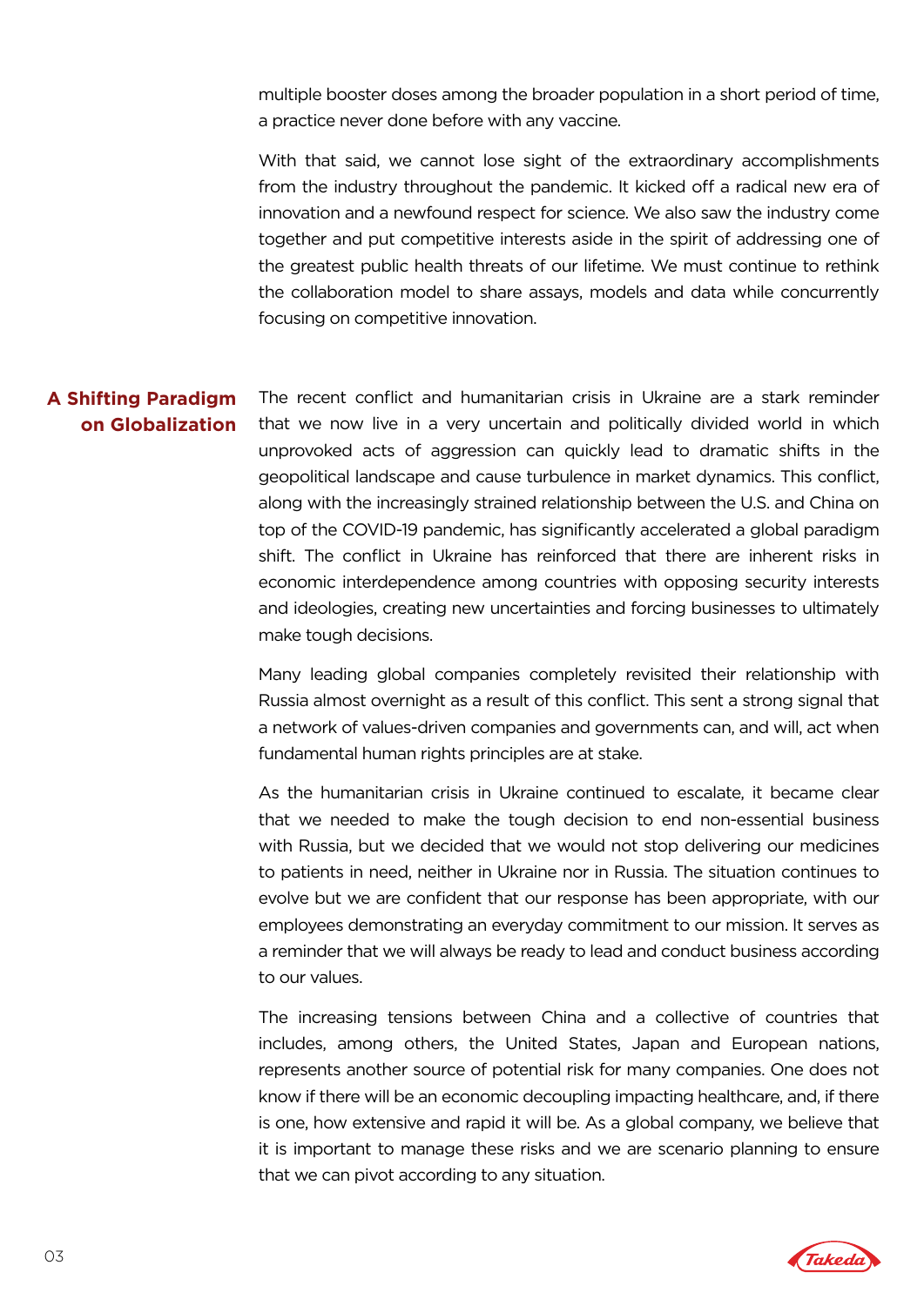multiple booster doses among the broader population in a short period of time, a practice never done before with any vaccine.

With that said, we cannot lose sight of the extraordinary accomplishments from the industry throughout the pandemic. It kicked off a radical new era of innovation and a newfound respect for science. We also saw the industry come together and put competitive interests aside in the spirit of addressing one of the greatest public health threats of our lifetime. We must continue to rethink the collaboration model to share assays, models and data while concurrently focusing on competitive innovation.

## A Shifting Paradigm on Globalization

The recent conflict and humanitarian crisis in Ukraine are a stark reminder that we now live in a very uncertain and politically divided world in which unprovoked acts of aggression can quickly lead to dramatic shifts in the geopolitical landscape and cause turbulence in market dynamics. This conflict, along with the increasingly strained relationship between the U.S. and China on top of the COVID-19 pandemic, has significantly accelerated a global paradigm shift. The conflict in Ukraine has reinforced that there are inherent risks in economic interdependence among countries with opposing security interests and ideologies, creating new uncertainties and forcing businesses to ultimately make tough decisions.

Many leading global companies completely revisited their relationship with Russia almost overnight as a result of this conflict. This sent a strong signal that a network of values-driven companies and governments can, and will, act when fundamental human rights principles are at stake.

As the humanitarian crisis in Ukraine continued to escalate, it became clear that we needed to make the tough decision to end non-essential business with Russia, but we decided that we would not stop delivering our medicines to patients in need, neither in Ukraine nor in Russia. The situation continues to evolve but we are confident that our response has been appropriate, with our employees demonstrating an everyday commitment to our mission. It serves as a reminder that we will always be ready to lead and conduct business according to our values.

The increasing tensions between China and a collective of countries that includes, among others, the United States, Japan and European nations, represents another source of potential risk for many companies. One does not know if there will be an economic decoupling impacting healthcare, and, if there is one, how extensive and rapid it will be. As a global company, we believe that it is important to manage these risks and we are scenario planning to ensure that we can pivot according to any situation.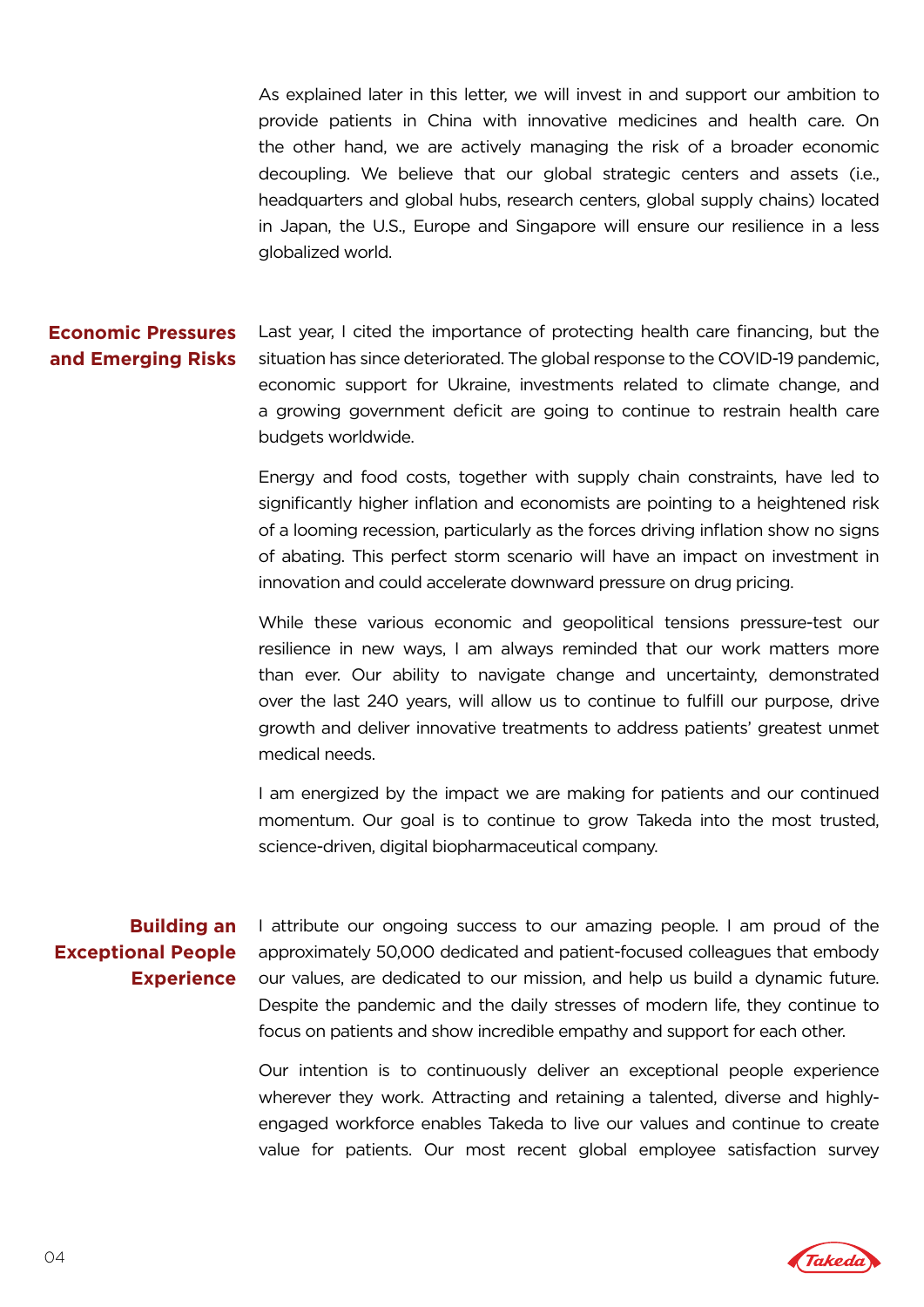As explained later in this letter, we will invest in and support our ambition to provide patients in China with innovative medicines and health care. On the other hand, we are actively managing the risk of a broader economic decoupling. We believe that our global strategic centers and assets (i.e., headquarters and global hubs, research centers, global supply chains) located in Japan, the U.S., Europe and Singapore will ensure our resilience in a less globalized world.

## Economic Pressures and Emerging Risks

Last year, I cited the importance of protecting health care financing, but the situation has since deteriorated. The global response to the COVID-19 pandemic, economic support for Ukraine, investments related to climate change, and a growing government deficit are going to continue to restrain health care budgets worldwide.

Energy and food costs, together with supply chain constraints, have led to significantly higher inflation and economists are pointing to a heightened risk of a looming recession, particularly as the forces driving inflation show no signs of abating. This perfect storm scenario will have an impact on investment in innovation and could accelerate downward pressure on drug pricing.

While these various economic and geopolitical tensions pressure-test our resilience in new ways, I am always reminded that our work matters more than ever. Our ability to navigate change and uncertainty, demonstrated over the last 240 years, will allow us to continue to fulfill our purpose, drive growth and deliver innovative treatments to address patients' greatest unmet medical needs.

I am energized by the impact we are making for patients and our continued momentum. Our goal is to continue to grow Takeda into the most trusted, science-driven, digital biopharmaceutical company.

## Building an Exceptional People Experience

I attribute our ongoing success to our amazing people. I am proud of the approximately 50,000 dedicated and patient-focused colleagues that embody our values, are dedicated to our mission, and help us build a dynamic future. Despite the pandemic and the daily stresses of modern life, they continue to focus on patients and show incredible empathy and support for each other.

Our intention is to continuously deliver an exceptional people experience wherever they work. Attracting and retaining a talented, diverse and highly-engaged workforce enables Takeda to live our values and continue to create value for patients. Our most recent global employee satisfaction survey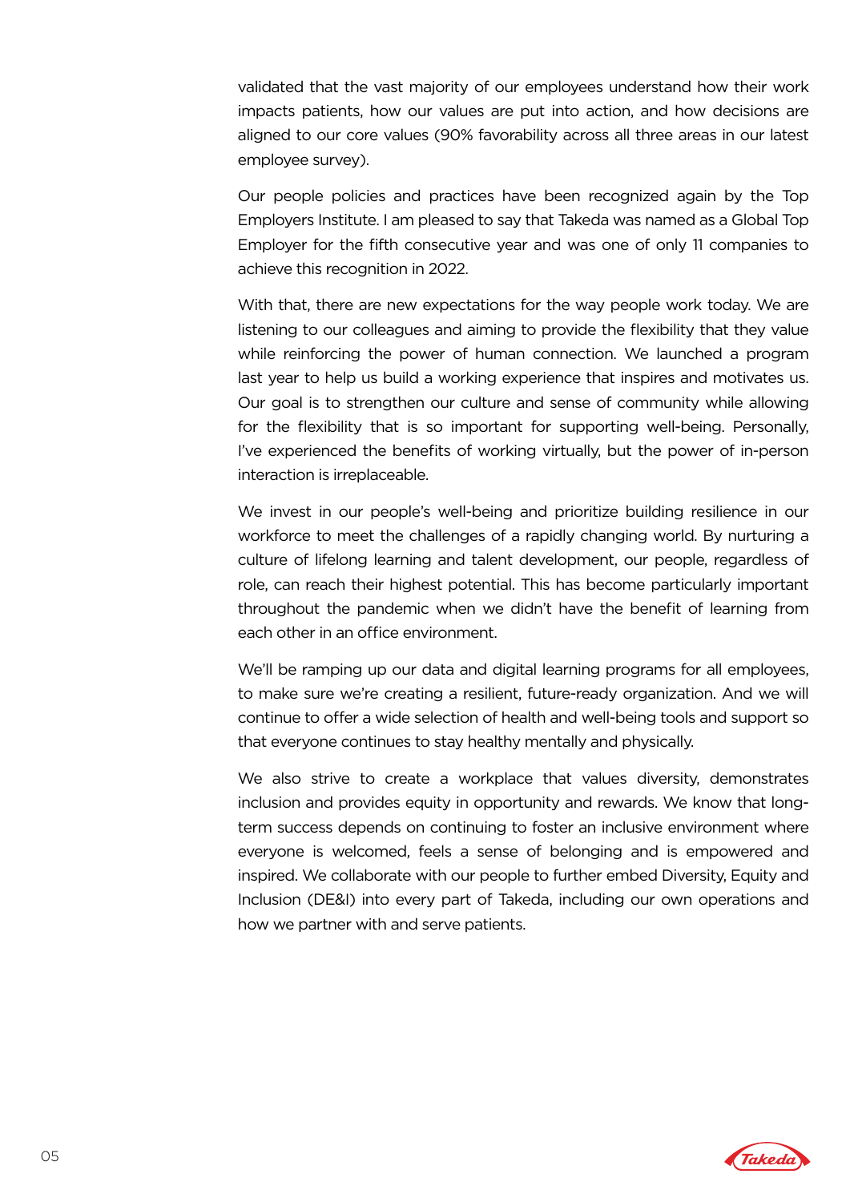validated that the vast majority of our employees understand how their work impacts patients, how our values are put into action, and how decisions are aligned to our core values (90% favorability across all three areas in our latest employee survey).

Our people policies and practices have been recognized again by the Top Employers Institute. I am pleased to say that Takeda was named as a Global Top Employer for the fifth consecutive year and was one of only 11 companies to achieve this recognition in 2022.

With that, there are new expectations for the way people work today. We are listening to our colleagues and aiming to provide the flexibility that they value while reinforcing the power of human connection. We launched a program last year to help us build a working experience that inspires and motivates us. Our goal is to strengthen our culture and sense of community while allowing for the flexibility that is so important for supporting well-being. Personally, I've experienced the benefits of working virtually, but the power of in-person interaction is irreplaceable.

We invest in our people's well-being and prioritize building resilience in our workforce to meet the challenges of a rapidly changing world. By nurturing a culture of lifelong learning and talent development, our people, regardless of role, can reach their highest potential. This has become particularly important throughout the pandemic when we didn't have the benefit of learning from each other in an office environment.

We'll be ramping up our data and digital learning programs for all employees, to make sure we're creating a resilient, future-ready organization. And we will continue to offer a wide selection of health and well-being tools and support so that everyone continues to stay healthy mentally and physically.

We also strive to create a workplace that values diversity, demonstrates inclusion and provides equity in opportunity and rewards. We know that long-term success depends on continuing to foster an inclusive environment where everyone is welcomed, feels a sense of belonging and is empowered and inspired. We collaborate with our people to further embed Diversity, Equity and Inclusion (DE&I) into every part of Takeda, including our own operations and how we partner with and serve patients.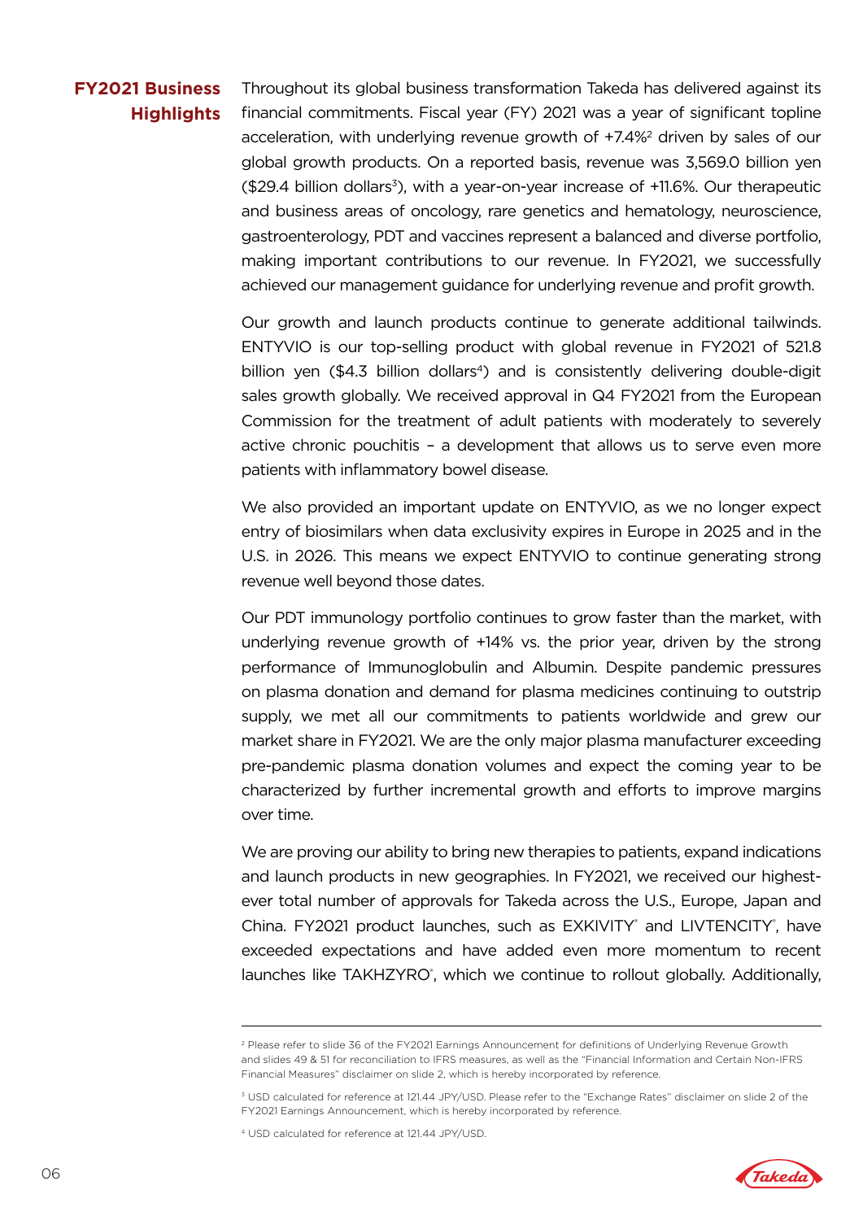## FY2021 Business Highlights

Throughout its global business transformation Takeda has delivered against its financial commitments. Fiscal year (FY) 2021 was a year of significant topline acceleration, with underlying revenue growth of +7.4%[2] driven by sales of our global growth products. On a reported basis, revenue was 3,569.0 billion yen ($29.4 billion dollars[3]), with a year-on-year increase of +11.6%. Our therapeutic and business areas of oncology, rare genetics and hematology, neuroscience, gastroenterology, PDT and vaccines represent a balanced and diverse portfolio, making important contributions to our revenue. In FY2021, we successfully achieved our management guidance for underlying revenue and profit growth.

Our growth and launch products continue to generate additional tailwinds. ENTYVIO is our top-selling product with global revenue in FY2021 of 521.8 billion yen ($4.3 billion dollars[4]) and is consistently delivering double-digit sales growth globally. We received approval in Q4 FY2021 from the European Commission for the treatment of adult patients with moderately to severely active chronic pouchitis – a development that allows us to serve even more patients with inflammatory bowel disease.

We also provided an important update on ENTYVIO, as we no longer expect entry of biosimilars when data exclusivity expires in Europe in 2025 and in the U.S. in 2026. This means we expect ENTYVIO to continue generating strong revenue well beyond those dates.

Our PDT immunology portfolio continues to grow faster than the market, with underlying revenue growth of +14% vs. the prior year, driven by the strong performance of Immunoglobulin and Albumin. Despite pandemic pressures on plasma donation and demand for plasma medicines continuing to outstrip supply, we met all our commitments to patients worldwide and grew our market share in FY2021. We are the only major plasma manufacturer exceeding pre-pandemic plasma donation volumes and expect the coming year to be characterized by further incremental growth and efforts to improve margins over time.

We are proving our ability to bring new therapies to patients, expand indications and launch products in new geographies. In FY2021, we received our highest-ever total number of approvals for Takeda across the U.S., Europe, Japan and China. FY2021 product launches, such as EXKIVITY® and LIVTENCITY®, have exceeded expectations and have added even more momentum to recent launches like TAKHZYRO®, which we continue to rollout globally. Additionally,

---

[2] Please refer to slide 36 of the FY2021 Earnings Announcement for definitions of Underlying Revenue Growth and slides 49 & 51 for reconciliation to IFRS measures, as well as the "Financial Information and Certain Non-IFRS Financial Measures" disclaimer on slide 2, which is hereby incorporated by reference.

[3] USD calculated for reference at 121.44 JPY/USD. Please refer to the "Exchange Rates" disclaimer on slide 2 of the FY2021 Earnings Announcement, which is hereby incorporated by reference.

[4] USD calculated for reference at 121.44 JPY/USD.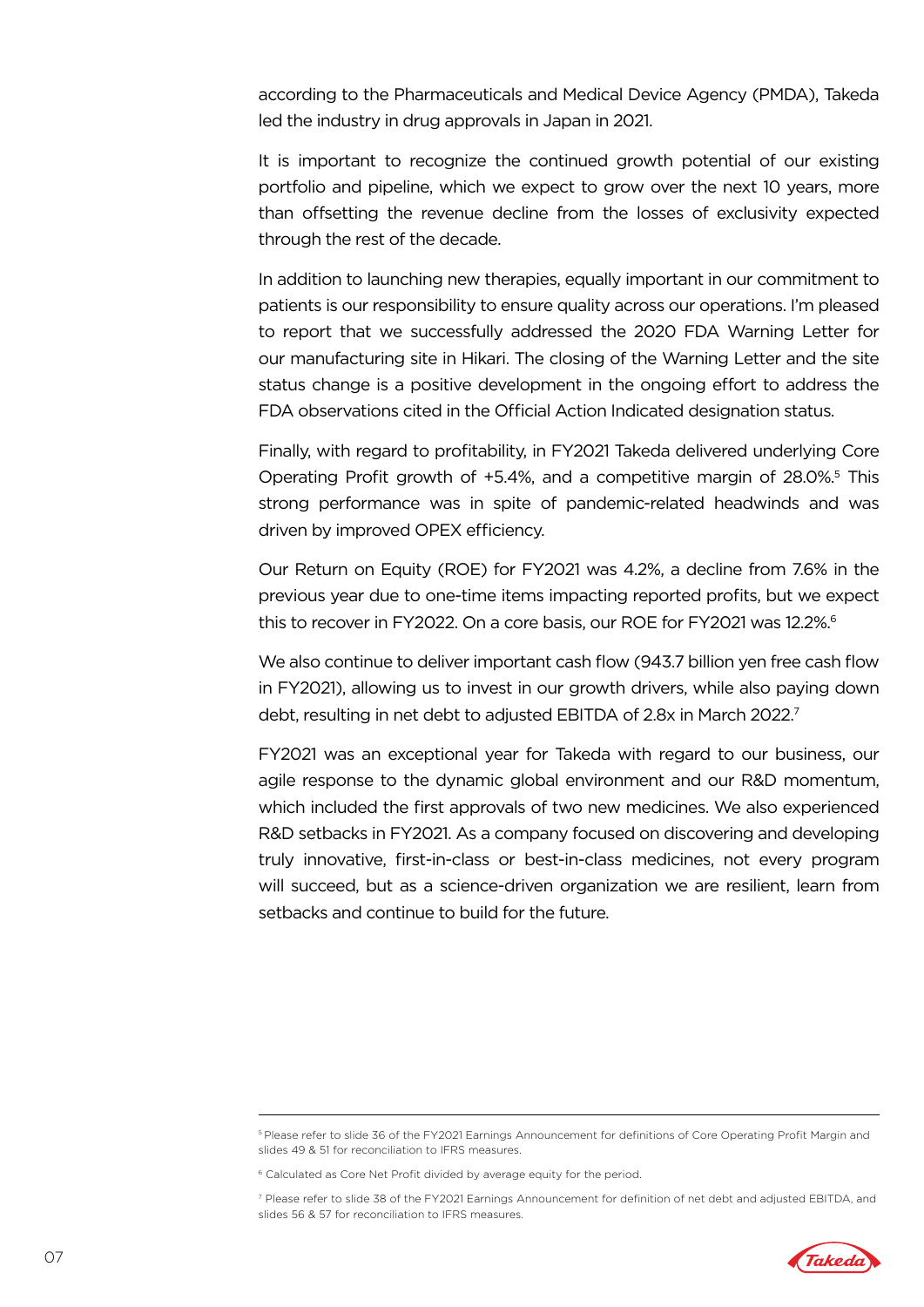according to the Pharmaceuticals and Medical Device Agency (PMDA), Takeda led the industry in drug approvals in Japan in 2021.

It is important to recognize the continued growth potential of our existing portfolio and pipeline, which we expect to grow over the next 10 years, more than offsetting the revenue decline from the losses of exclusivity expected through the rest of the decade.

In addition to launching new therapies, equally important in our commitment to patients is our responsibility to ensure quality across our operations. I'm pleased to report that we successfully addressed the 2020 FDA Warning Letter for our manufacturing site in Hikari. The closing of the Warning Letter and the site status change is a positive development in the ongoing effort to address the FDA observations cited in the Official Action Indicated designation status.

Finally, with regard to profitability, in FY2021 Takeda delivered underlying Core Operating Profit growth of +5.4%, and a competitive margin of 28.0%.[5] This strong performance was in spite of pandemic-related headwinds and was driven by improved OPEX efficiency.

Our Return on Equity (ROE) for FY2021 was 4.2%, a decline from 7.6% in the previous year due to one-time items impacting reported profits, but we expect this to recover in FY2022. On a core basis, our ROE for FY2021 was 12.2%.[6]

We also continue to deliver important cash flow (943.7 billion yen free cash flow in FY2021), allowing us to invest in our growth drivers, while also paying down debt, resulting in net debt to adjusted EBITDA of 2.8x in March 2022.[7]

FY2021 was an exceptional year for Takeda with regard to our business, our agile response to the dynamic global environment and our R&D momentum, which included the first approvals of two new medicines. We also experienced R&D setbacks in FY2021. As a company focused on discovering and developing truly innovative, first-in-class or best-in-class medicines, not every program will succeed, but as a science-driven organization we are resilient, learn from setbacks and continue to build for the future.

---

[5] Please refer to slide 36 of the FY2021 Earnings Announcement for definitions of Core Operating Profit Margin and slides 49 & 51 for reconciliation to IFRS measures.

[6] Calculated as Core Net Profit divided by average equity for the period.

[7] Please refer to slide 38 of the FY2021 Earnings Announcement for definition of net debt and adjusted EBITDA, and slides 56 & 57 for reconciliation to IFRS measures.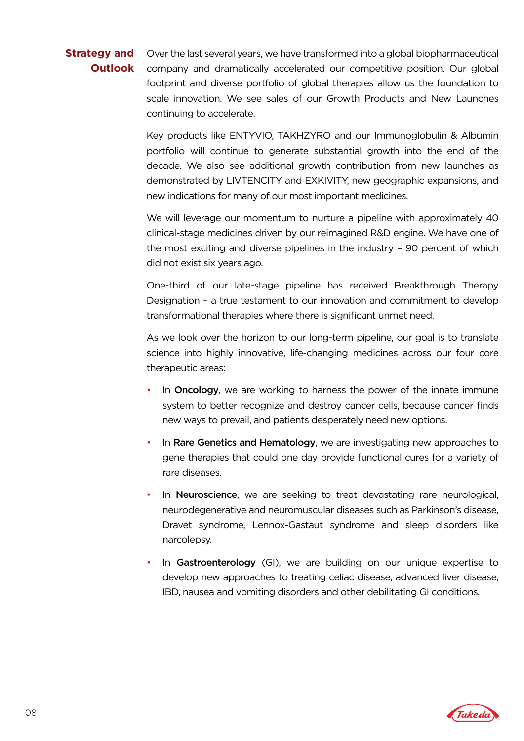## Strategy and Outlook

Over the last several years, we have transformed into a global biopharmaceutical company and dramatically accelerated our competitive position. Our global footprint and diverse portfolio of global therapies allow us the foundation to scale innovation. We see sales of our Growth Products and New Launches continuing to accelerate.

Key products like ENTYVIO, TAKHZYRO and our Immunoglobulin & Albumin portfolio will continue to generate substantial growth into the end of the decade. We also see additional growth contribution from new launches as demonstrated by LIVTENCITY and EXKIVITY, new geographic expansions, and new indications for many of our most important medicines.

We will leverage our momentum to nurture a pipeline with approximately 40 clinical-stage medicines driven by our reimagined R&D engine. We have one of the most exciting and diverse pipelines in the industry – 90 percent of which did not exist six years ago.

One-third of our late-stage pipeline has received Breakthrough Therapy Designation – a true testament to our innovation and commitment to develop transformational therapies where there is significant unmet need.

As we look over the horizon to our long-term pipeline, our goal is to translate science into highly innovative, life-changing medicines across our four core therapeutic areas:

- In **Oncology**, we are working to harness the power of the innate immune system to better recognize and destroy cancer cells, because cancer finds new ways to prevail, and patients desperately need new options.
- In **Rare Genetics and Hematology**, we are investigating new approaches to gene therapies that could one day provide functional cures for a variety of rare diseases.
- In **Neuroscience**, we are seeking to treat devastating rare neurological, neurodegenerative and neuromuscular diseases such as Parkinson's disease, Dravet syndrome, Lennox-Gastaut syndrome and sleep disorders like narcolepsy.
- In **Gastroenterology** (GI), we are building on our unique expertise to develop new approaches to treating celiac disease, advanced liver disease, IBD, nausea and vomiting disorders and other debilitating GI conditions.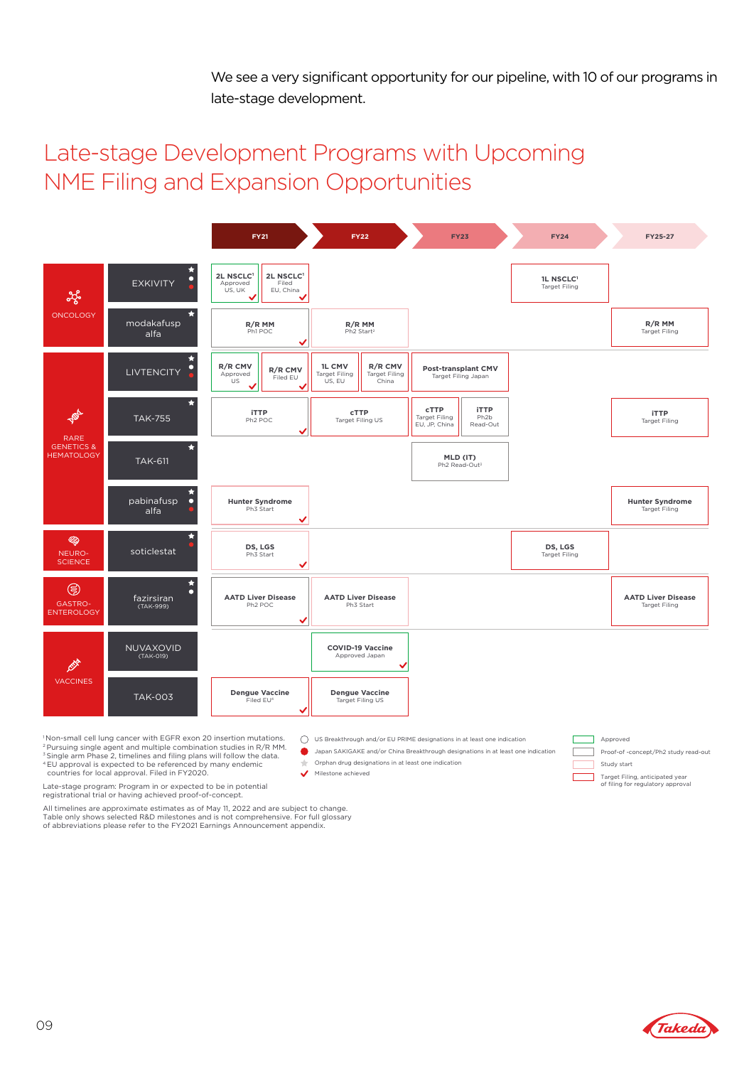We see a very significant opportunity for our pipeline, with 10 of our programs in late-stage development.

# Late-stage Development Programs with Upcoming NME Filing and Expansion Opportunities

| Therapeutic Area | Program | FY21 | FY22 | FY23 | FY24 | FY25-27 |
|---|---|---|---|---|---|---|
| ONCOLOGY | EXKIVITY ★ ● ● | 2L NSCLC[1] Approved US, UK ✓; 2L NSCLC[1] Filed EU, China ✓ | | | 1L NSCLC[1] Target Filing | |
| ONCOLOGY | modakafusp alfa ★ | R/R MM Ph1 POC ✓ | R/R MM Ph2 Start[2] | | | R/R MM Target Filing |
| RARE GENETICS & HEMATOLOGY | LIVTENCITY ★ ● ● | R/R CMV Approved US ✓; R/R CMV Filed EU ✓ | 1L CMV Target Filing US, EU; R/R CMV Target Filing China | Post-transplant CMV Target Filing Japan | | |
| RARE GENETICS & HEMATOLOGY | TAK-755 ★ | iTTP Ph2 POC ✓ | cTTP Target Filing US | cTTP Target Filing EU, JP, China; iTTP Ph2b Read-Out | | iTTP Target Filing |
| RARE GENETICS & HEMATOLOGY | TAK-611 ★ | | | MLD (IT) Ph2 Read-Out[3] | | |
| RARE GENETICS & HEMATOLOGY | pabinafusp alfa ★ ● ● | Hunter Syndrome Ph3 Start ✓ | | | | Hunter Syndrome Target Filing |
| NEURO-SCIENCE | soticlestat ★ ● | DS, LGS Ph3 Start ✓ | | | DS, LGS Target Filing | |
| GASTRO-ENTEROLOGY | fazirsiran (TAK-999) ★ ● | AATD Liver Disease Ph2 POC ✓ | AATD Liver Disease Ph3 Start | | | AATD Liver Disease Target Filing |
| VACCINES | NUVAXOVID (TAK-019) | | COVID-19 Vaccine Approved Japan ✓ | | | |
| VACCINES | TAK-003 | Dengue Vaccine Filed EU[4] ✓ | Dengue Vaccine Target Filing US | | | |

[1] Non-small cell lung cancer with EGFR exon 20 insertion mutations.
[2] Pursuing single agent and multiple combination studies in R/R MM.
[3] Single arm Phase 2, timelines and filing plans will follow the data.
[4] EU approval is expected to be referenced by many endemic countries for local approval. Filed in FY2020.

Late-stage program: Program in or expected to be in potential registrational trial or having achieved proof-of-concept.

All timelines are approximate estimates as of May 11, 2022 and are subject to change. Table only shows selected R&D milestones and is not comprehensive. For full glossary of abbreviations please refer to the FY2021 Earnings Announcement appendix.

○ US Breakthrough and/or EU PRIME designations in at least one indication
● Japan SAKIGAKE and/or China Breakthrough designations in at least one indication
★ Orphan drug designations in at least one indication
✓ Milestone achieved

Approved (green box)
Proof-of -concept/Ph2 study read-out (grey box)
Study start (pink box)
Target Filing, anticipated year of filing for regulatory approval (red box)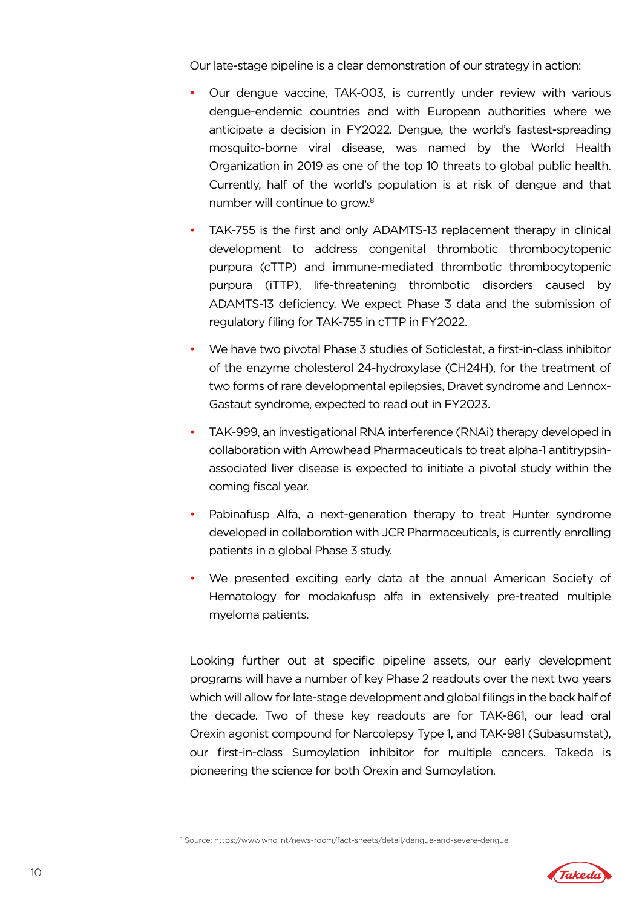Our late-stage pipeline is a clear demonstration of our strategy in action:

- Our dengue vaccine, TAK-003, is currently under review with various dengue-endemic countries and with European authorities where we anticipate a decision in FY2022. Dengue, the world's fastest-spreading mosquito-borne viral disease, was named by the World Health Organization in 2019 as one of the top 10 threats to global public health. Currently, half of the world's population is at risk of dengue and that number will continue to grow.[8]
- TAK-755 is the first and only ADAMTS-13 replacement therapy in clinical development to address congenital thrombotic thrombocytopenic purpura (cTTP) and immune-mediated thrombotic thrombocytopenic purpura (iTTP), life-threatening thrombotic disorders caused by ADAMTS-13 deficiency. We expect Phase 3 data and the submission of regulatory filing for TAK-755 in cTTP in FY2022.
- We have two pivotal Phase 3 studies of Soticlestat, a first-in-class inhibitor of the enzyme cholesterol 24-hydroxylase (CH24H), for the treatment of two forms of rare developmental epilepsies, Dravet syndrome and Lennox-Gastaut syndrome, expected to read out in FY2023.
- TAK-999, an investigational RNA interference (RNAi) therapy developed in collaboration with Arrowhead Pharmaceuticals to treat alpha-1 antitrypsin-associated liver disease is expected to initiate a pivotal study within the coming fiscal year.
- Pabinafusp Alfa, a next-generation therapy to treat Hunter syndrome developed in collaboration with JCR Pharmaceuticals, is currently enrolling patients in a global Phase 3 study.
- We presented exciting early data at the annual American Society of Hematology for modakafusp alfa in extensively pre-treated multiple myeloma patients.

Looking further out at specific pipeline assets, our early development programs will have a number of key Phase 2 readouts over the next two years which will allow for late-stage development and global filings in the back half of the decade. Two of these key readouts are for TAK-861, our lead oral Orexin agonist compound for Narcolepsy Type 1, and TAK-981 (Subasumstat), our first-in-class Sumoylation inhibitor for multiple cancers. Takeda is pioneering the science for both Orexin and Sumoylation.

---

[8] Source: https://www.who.int/news-room/fact-sheets/detail/dengue-and-severe-dengue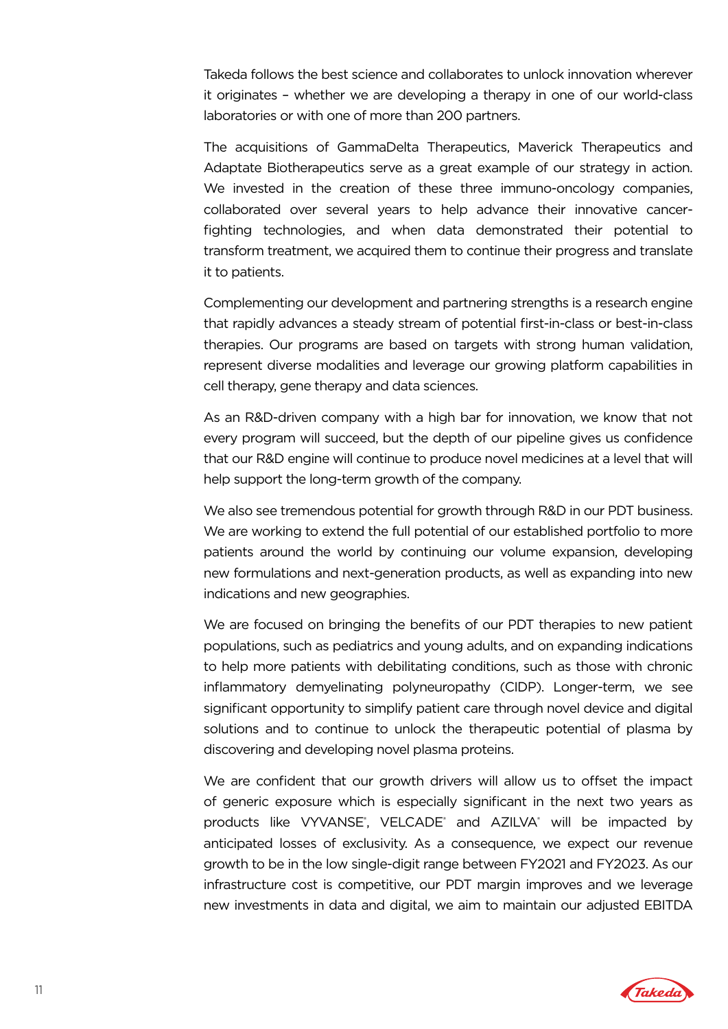Takeda follows the best science and collaborates to unlock innovation wherever it originates – whether we are developing a therapy in one of our world-class laboratories or with one of more than 200 partners.

The acquisitions of GammaDelta Therapeutics, Maverick Therapeutics and Adaptate Biotherapeutics serve as a great example of our strategy in action. We invested in the creation of these three immuno-oncology companies, collaborated over several years to help advance their innovative cancer-fighting technologies, and when data demonstrated their potential to transform treatment, we acquired them to continue their progress and translate it to patients.

Complementing our development and partnering strengths is a research engine that rapidly advances a steady stream of potential first-in-class or best-in-class therapies. Our programs are based on targets with strong human validation, represent diverse modalities and leverage our growing platform capabilities in cell therapy, gene therapy and data sciences.

As an R&D-driven company with a high bar for innovation, we know that not every program will succeed, but the depth of our pipeline gives us confidence that our R&D engine will continue to produce novel medicines at a level that will help support the long-term growth of the company.

We also see tremendous potential for growth through R&D in our PDT business. We are working to extend the full potential of our established portfolio to more patients around the world by continuing our volume expansion, developing new formulations and next-generation products, as well as expanding into new indications and new geographies.

We are focused on bringing the benefits of our PDT therapies to new patient populations, such as pediatrics and young adults, and on expanding indications to help more patients with debilitating conditions, such as those with chronic inflammatory demyelinating polyneuropathy (CIDP). Longer-term, we see significant opportunity to simplify patient care through novel device and digital solutions and to continue to unlock the therapeutic potential of plasma by discovering and developing novel plasma proteins.

We are confident that our growth drivers will allow us to offset the impact of generic exposure which is especially significant in the next two years as products like VYVANSE®, VELCADE® and AZILVA® will be impacted by anticipated losses of exclusivity. As a consequence, we expect our revenue growth to be in the low single-digit range between FY2021 and FY2023. As our infrastructure cost is competitive, our PDT margin improves and we leverage new investments in data and digital, we aim to maintain our adjusted EBITDA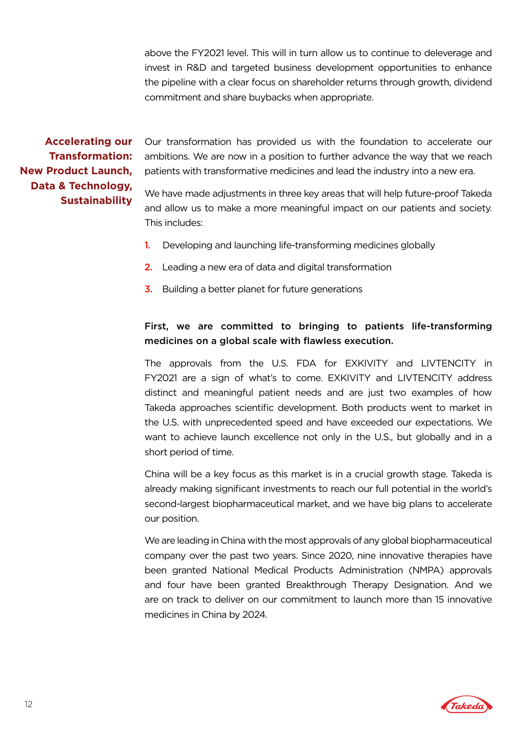above the FY2021 level. This will in turn allow us to continue to deleverage and invest in R&D and targeted business development opportunities to enhance the pipeline with a clear focus on shareholder returns through growth, dividend commitment and share buybacks when appropriate.

## Accelerating our Transformation: New Product Launch, Data & Technology, Sustainability

Our transformation has provided us with the foundation to accelerate our ambitions. We are now in a position to further advance the way that we reach patients with transformative medicines and lead the industry into a new era.

We have made adjustments in three key areas that will help future-proof Takeda and allow us to make a more meaningful impact on our patients and society. This includes:

1. Developing and launching life-transforming medicines globally
2. Leading a new era of data and digital transformation
3. Building a better planet for future generations

**First, we are committed to bringing to patients life-transforming medicines on a global scale with flawless execution.**

The approvals from the U.S. FDA for EXKIVITY and LIVTENCITY in FY2021 are a sign of what's to come. EXKIVITY and LIVTENCITY address distinct and meaningful patient needs and are just two examples of how Takeda approaches scientific development. Both products went to market in the U.S. with unprecedented speed and have exceeded our expectations. We want to achieve launch excellence not only in the U.S., but globally and in a short period of time.

China will be a key focus as this market is in a crucial growth stage. Takeda is already making significant investments to reach our full potential in the world's second-largest biopharmaceutical market, and we have big plans to accelerate our position.

We are leading in China with the most approvals of any global biopharmaceutical company over the past two years. Since 2020, nine innovative therapies have been granted National Medical Products Administration (NMPA) approvals and four have been granted Breakthrough Therapy Designation. And we are on track to deliver on our commitment to launch more than 15 innovative medicines in China by 2024.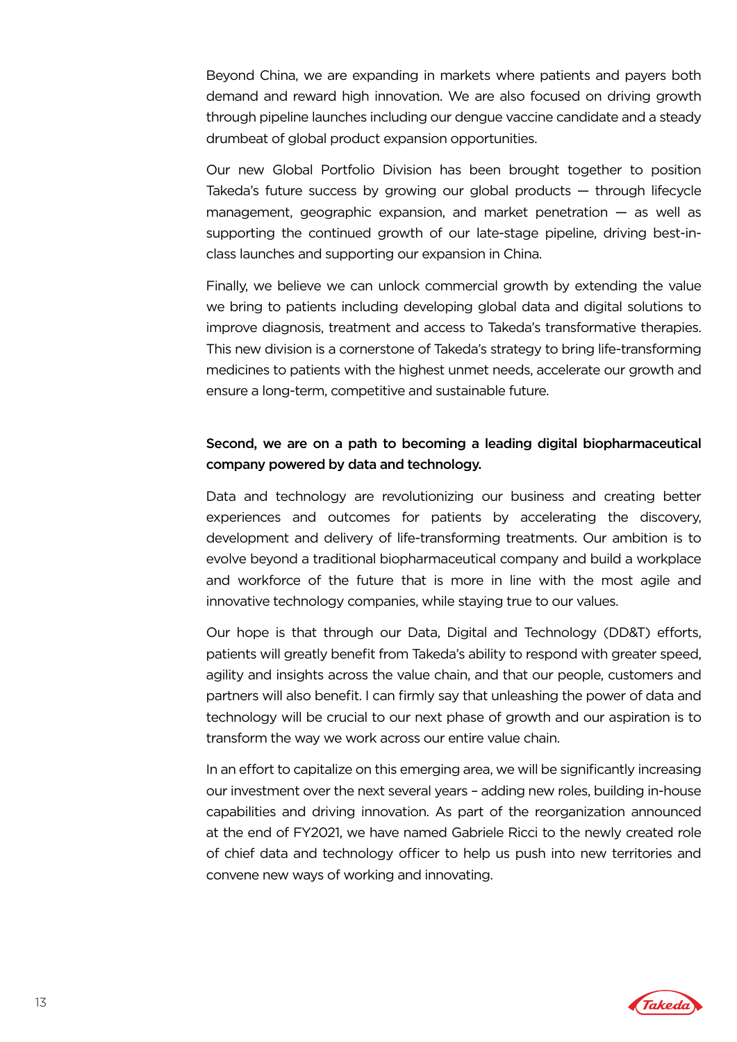Beyond China, we are expanding in markets where patients and payers both demand and reward high innovation. We are also focused on driving growth through pipeline launches including our dengue vaccine candidate and a steady drumbeat of global product expansion opportunities.

Our new Global Portfolio Division has been brought together to position Takeda's future success by growing our global products — through lifecycle management, geographic expansion, and market penetration — as well as supporting the continued growth of our late-stage pipeline, driving best-in-class launches and supporting our expansion in China.

Finally, we believe we can unlock commercial growth by extending the value we bring to patients including developing global data and digital solutions to improve diagnosis, treatment and access to Takeda's transformative therapies. This new division is a cornerstone of Takeda's strategy to bring life-transforming medicines to patients with the highest unmet needs, accelerate our growth and ensure a long-term, competitive and sustainable future.

**Second, we are on a path to becoming a leading digital biopharmaceutical company powered by data and technology.**

Data and technology are revolutionizing our business and creating better experiences and outcomes for patients by accelerating the discovery, development and delivery of life-transforming treatments. Our ambition is to evolve beyond a traditional biopharmaceutical company and build a workplace and workforce of the future that is more in line with the most agile and innovative technology companies, while staying true to our values.

Our hope is that through our Data, Digital and Technology (DD&T) efforts, patients will greatly benefit from Takeda's ability to respond with greater speed, agility and insights across the value chain, and that our people, customers and partners will also benefit. I can firmly say that unleashing the power of data and technology will be crucial to our next phase of growth and our aspiration is to transform the way we work across our entire value chain.

In an effort to capitalize on this emerging area, we will be significantly increasing our investment over the next several years – adding new roles, building in-house capabilities and driving innovation. As part of the reorganization announced at the end of FY2021, we have named Gabriele Ricci to the newly created role of chief data and technology officer to help us push into new territories and convene new ways of working and innovating.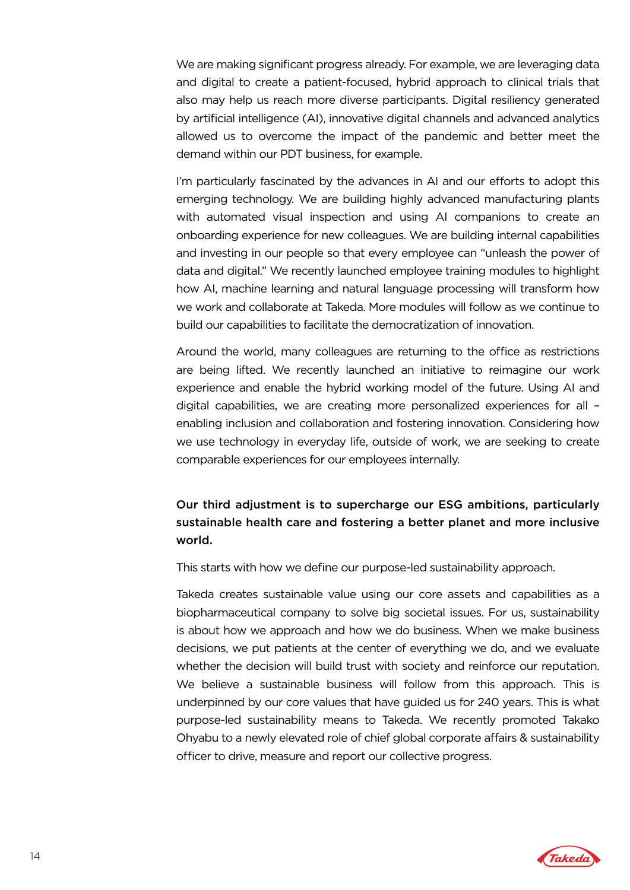We are making significant progress already. For example, we are leveraging data and digital to create a patient-focused, hybrid approach to clinical trials that also may help us reach more diverse participants. Digital resiliency generated by artificial intelligence (AI), innovative digital channels and advanced analytics allowed us to overcome the impact of the pandemic and better meet the demand within our PDT business, for example.

I'm particularly fascinated by the advances in AI and our efforts to adopt this emerging technology. We are building highly advanced manufacturing plants with automated visual inspection and using AI companions to create an onboarding experience for new colleagues. We are building internal capabilities and investing in our people so that every employee can "unleash the power of data and digital." We recently launched employee training modules to highlight how AI, machine learning and natural language processing will transform how we work and collaborate at Takeda. More modules will follow as we continue to build our capabilities to facilitate the democratization of innovation.

Around the world, many colleagues are returning to the office as restrictions are being lifted. We recently launched an initiative to reimagine our work experience and enable the hybrid working model of the future. Using AI and digital capabilities, we are creating more personalized experiences for all – enabling inclusion and collaboration and fostering innovation. Considering how we use technology in everyday life, outside of work, we are seeking to create comparable experiences for our employees internally.

**Our third adjustment is to supercharge our ESG ambitions, particularly sustainable health care and fostering a better planet and more inclusive world.**

This starts with how we define our purpose-led sustainability approach.

Takeda creates sustainable value using our core assets and capabilities as a biopharmaceutical company to solve big societal issues. For us, sustainability is about how we approach and how we do business. When we make business decisions, we put patients at the center of everything we do, and we evaluate whether the decision will build trust with society and reinforce our reputation. We believe a sustainable business will follow from this approach. This is underpinned by our core values that have guided us for 240 years. This is what purpose-led sustainability means to Takeda. We recently promoted Takako Ohyabu to a newly elevated role of chief global corporate affairs & sustainability officer to drive, measure and report our collective progress.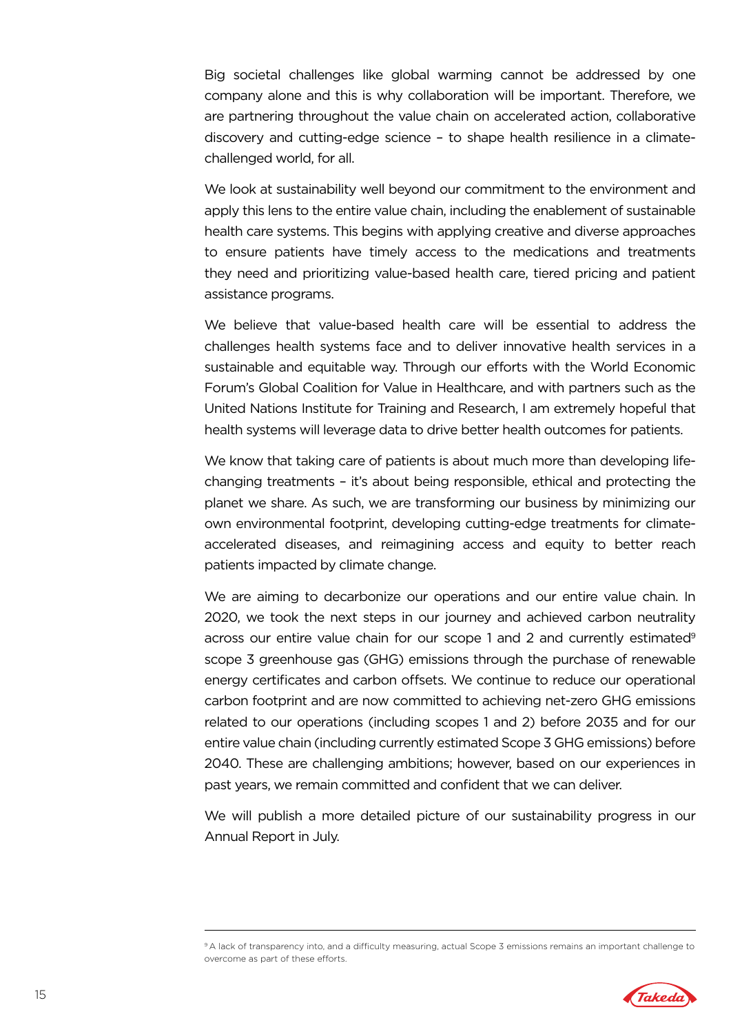Big societal challenges like global warming cannot be addressed by one company alone and this is why collaboration will be important. Therefore, we are partnering throughout the value chain on accelerated action, collaborative discovery and cutting-edge science – to shape health resilience in a climate-challenged world, for all.

We look at sustainability well beyond our commitment to the environment and apply this lens to the entire value chain, including the enablement of sustainable health care systems. This begins with applying creative and diverse approaches to ensure patients have timely access to the medications and treatments they need and prioritizing value-based health care, tiered pricing and patient assistance programs.

We believe that value-based health care will be essential to address the challenges health systems face and to deliver innovative health services in a sustainable and equitable way. Through our efforts with the World Economic Forum's Global Coalition for Value in Healthcare, and with partners such as the United Nations Institute for Training and Research, I am extremely hopeful that health systems will leverage data to drive better health outcomes for patients.

We know that taking care of patients is about much more than developing life-changing treatments – it's about being responsible, ethical and protecting the planet we share. As such, we are transforming our business by minimizing our own environmental footprint, developing cutting-edge treatments for climate-accelerated diseases, and reimagining access and equity to better reach patients impacted by climate change.

We are aiming to decarbonize our operations and our entire value chain. In 2020, we took the next steps in our journey and achieved carbon neutrality across our entire value chain for our scope 1 and 2 and currently estimated[9] scope 3 greenhouse gas (GHG) emissions through the purchase of renewable energy certificates and carbon offsets. We continue to reduce our operational carbon footprint and are now committed to achieving net-zero GHG emissions related to our operations (including scopes 1 and 2) before 2035 and for our entire value chain (including currently estimated Scope 3 GHG emissions) before 2040. These are challenging ambitions; however, based on our experiences in past years, we remain committed and confident that we can deliver.

We will publish a more detailed picture of our sustainability progress in our Annual Report in July.

---

[9] A lack of transparency into, and a difficulty measuring, actual Scope 3 emissions remains an important challenge to overcome as part of these efforts.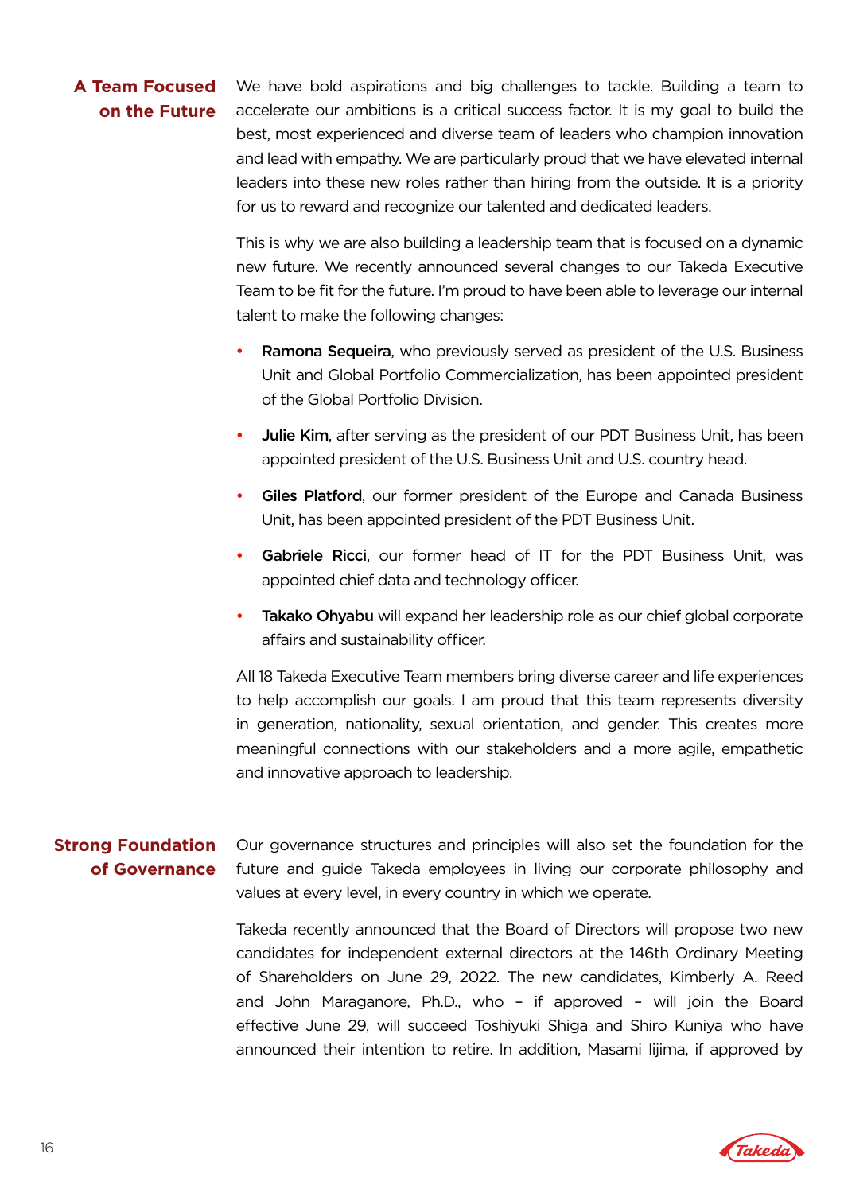## A Team Focused on the Future

We have bold aspirations and big challenges to tackle. Building a team to accelerate our ambitions is a critical success factor. It is my goal to build the best, most experienced and diverse team of leaders who champion innovation and lead with empathy. We are particularly proud that we have elevated internal leaders into these new roles rather than hiring from the outside. It is a priority for us to reward and recognize our talented and dedicated leaders.

This is why we are also building a leadership team that is focused on a dynamic new future. We recently announced several changes to our Takeda Executive Team to be fit for the future. I'm proud to have been able to leverage our internal talent to make the following changes:

- **Ramona Sequeira**, who previously served as president of the U.S. Business Unit and Global Portfolio Commercialization, has been appointed president of the Global Portfolio Division.
- **Julie Kim**, after serving as the president of our PDT Business Unit, has been appointed president of the U.S. Business Unit and U.S. country head.
- **Giles Platford**, our former president of the Europe and Canada Business Unit, has been appointed president of the PDT Business Unit.
- **Gabriele Ricci**, our former head of IT for the PDT Business Unit, was appointed chief data and technology officer.
- **Takako Ohyabu** will expand her leadership role as our chief global corporate affairs and sustainability officer.

All 18 Takeda Executive Team members bring diverse career and life experiences to help accomplish our goals. I am proud that this team represents diversity in generation, nationality, sexual orientation, and gender. This creates more meaningful connections with our stakeholders and a more agile, empathetic and innovative approach to leadership.

## Strong Foundation of Governance

Our governance structures and principles will also set the foundation for the future and guide Takeda employees in living our corporate philosophy and values at every level, in every country in which we operate.

Takeda recently announced that the Board of Directors will propose two new candidates for independent external directors at the 146th Ordinary Meeting of Shareholders on June 29, 2022. The new candidates, Kimberly A. Reed and John Maraganore, Ph.D., who – if approved – will join the Board effective June 29, will succeed Toshiyuki Shiga and Shiro Kuniya who have announced their intention to retire. In addition, Masami Iijima, if approved by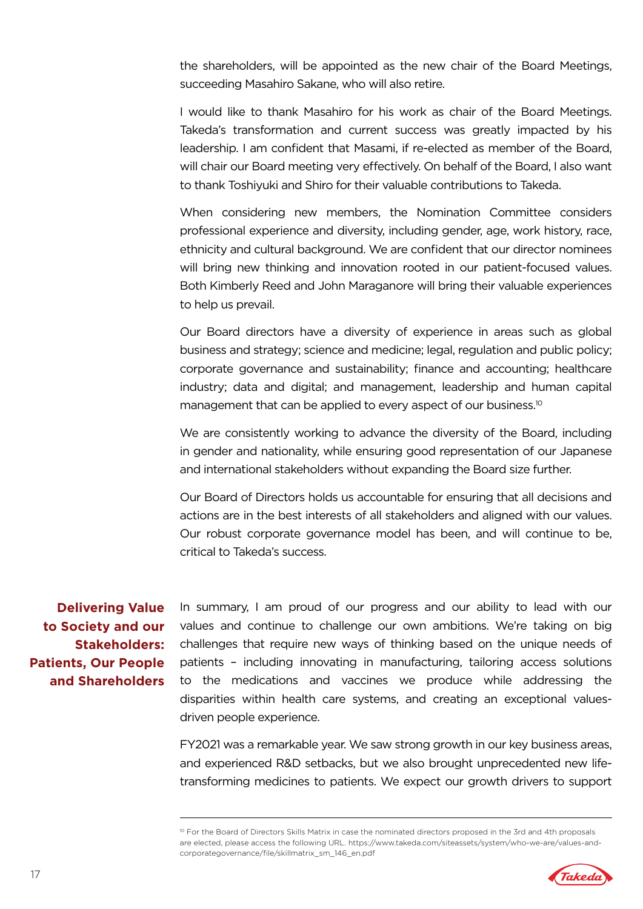the shareholders, will be appointed as the new chair of the Board Meetings, succeeding Masahiro Sakane, who will also retire.

I would like to thank Masahiro for his work as chair of the Board Meetings. Takeda's transformation and current success was greatly impacted by his leadership. I am confident that Masami, if re-elected as member of the Board, will chair our Board meeting very effectively. On behalf of the Board, I also want to thank Toshiyuki and Shiro for their valuable contributions to Takeda.

When considering new members, the Nomination Committee considers professional experience and diversity, including gender, age, work history, race, ethnicity and cultural background. We are confident that our director nominees will bring new thinking and innovation rooted in our patient-focused values. Both Kimberly Reed and John Maraganore will bring their valuable experiences to help us prevail.

Our Board directors have a diversity of experience in areas such as global business and strategy; science and medicine; legal, regulation and public policy; corporate governance and sustainability; finance and accounting; healthcare industry; data and digital; and management, leadership and human capital management that can be applied to every aspect of our business.[10]

We are consistently working to advance the diversity of the Board, including in gender and nationality, while ensuring good representation of our Japanese and international stakeholders without expanding the Board size further.

Our Board of Directors holds us accountable for ensuring that all decisions and actions are in the best interests of all stakeholders and aligned with our values. Our robust corporate governance model has been, and will continue to be, critical to Takeda's success.

## Delivering Value to Society and our Stakeholders: Patients, Our People and Shareholders

In summary, I am proud of our progress and our ability to lead with our values and continue to challenge our own ambitions. We're taking on big challenges that require new ways of thinking based on the unique needs of patients – including innovating in manufacturing, tailoring access solutions to the medications and vaccines we produce while addressing the disparities within health care systems, and creating an exceptional values-driven people experience.

FY2021 was a remarkable year. We saw strong growth in our key business areas, and experienced R&D setbacks, but we also brought unprecedented new life-transforming medicines to patients. We expect our growth drivers to support

---

[10] For the Board of Directors Skills Matrix in case the nominated directors proposed in the 3rd and 4th proposals are elected, please access the following URL. https://www.takeda.com/siteassets/system/who-we-are/values-and-corporategovernance/file/skillmatrix_sm_146_en.pdf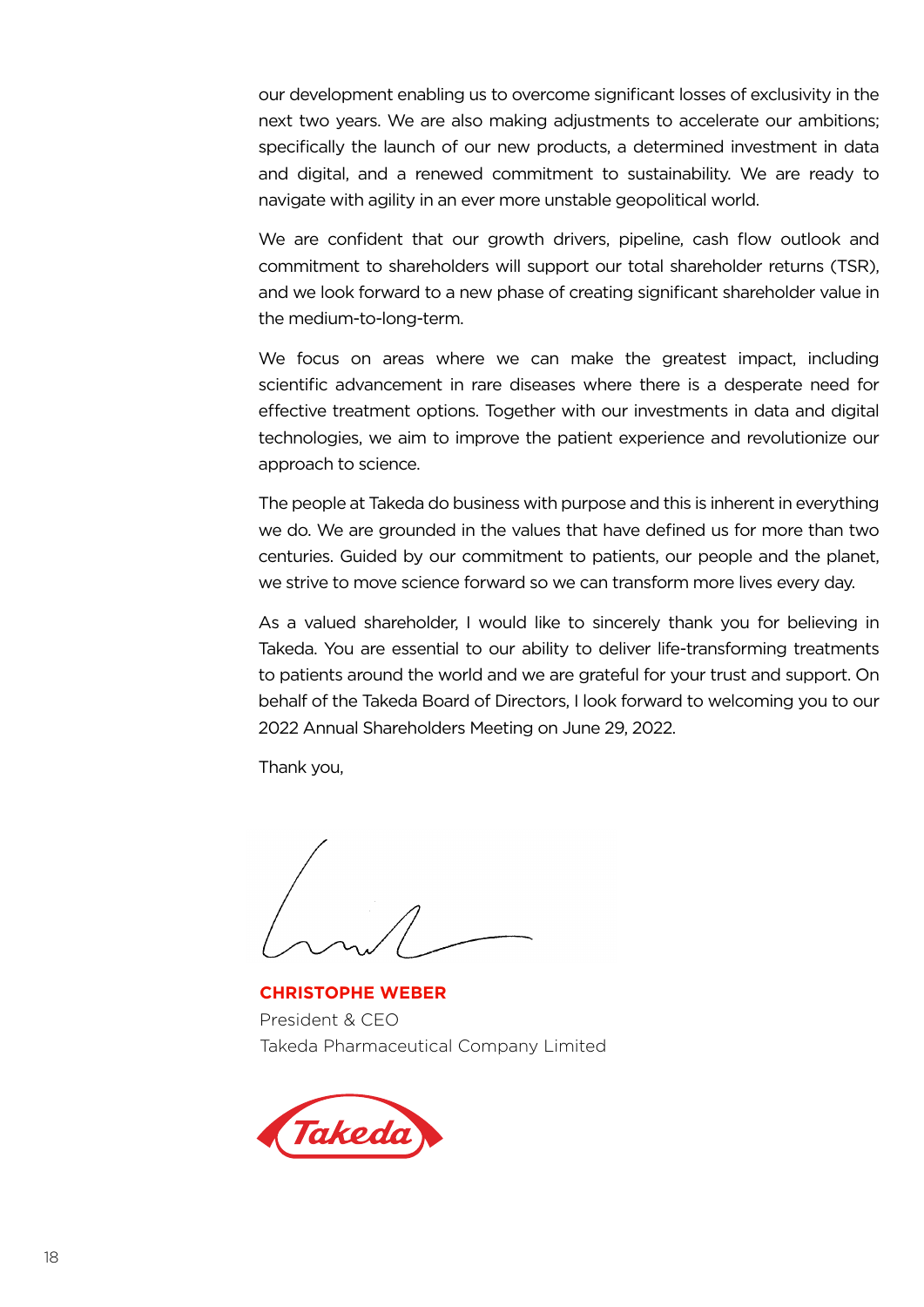our development enabling us to overcome significant losses of exclusivity in the next two years. We are also making adjustments to accelerate our ambitions; specifically the launch of our new products, a determined investment in data and digital, and a renewed commitment to sustainability. We are ready to navigate with agility in an ever more unstable geopolitical world.

We are confident that our growth drivers, pipeline, cash flow outlook and commitment to shareholders will support our total shareholder returns (TSR), and we look forward to a new phase of creating significant shareholder value in the medium-to-long-term.

We focus on areas where we can make the greatest impact, including scientific advancement in rare diseases where there is a desperate need for effective treatment options. Together with our investments in data and digital technologies, we aim to improve the patient experience and revolutionize our approach to science.

The people at Takeda do business with purpose and this is inherent in everything we do. We are grounded in the values that have defined us for more than two centuries. Guided by our commitment to patients, our people and the planet, we strive to move science forward so we can transform more lives every day.

As a valued shareholder, I would like to sincerely thank you for believing in Takeda. You are essential to our ability to deliver life-transforming treatments to patients around the world and we are grateful for your trust and support. On behalf of the Takeda Board of Directors, I look forward to welcoming you to our 2022 Annual Shareholders Meeting on June 29, 2022.

Thank you,

**CHRISTOPHE WEBER**
President & CEO
Takeda Pharmaceutical Company Limited

Takeda